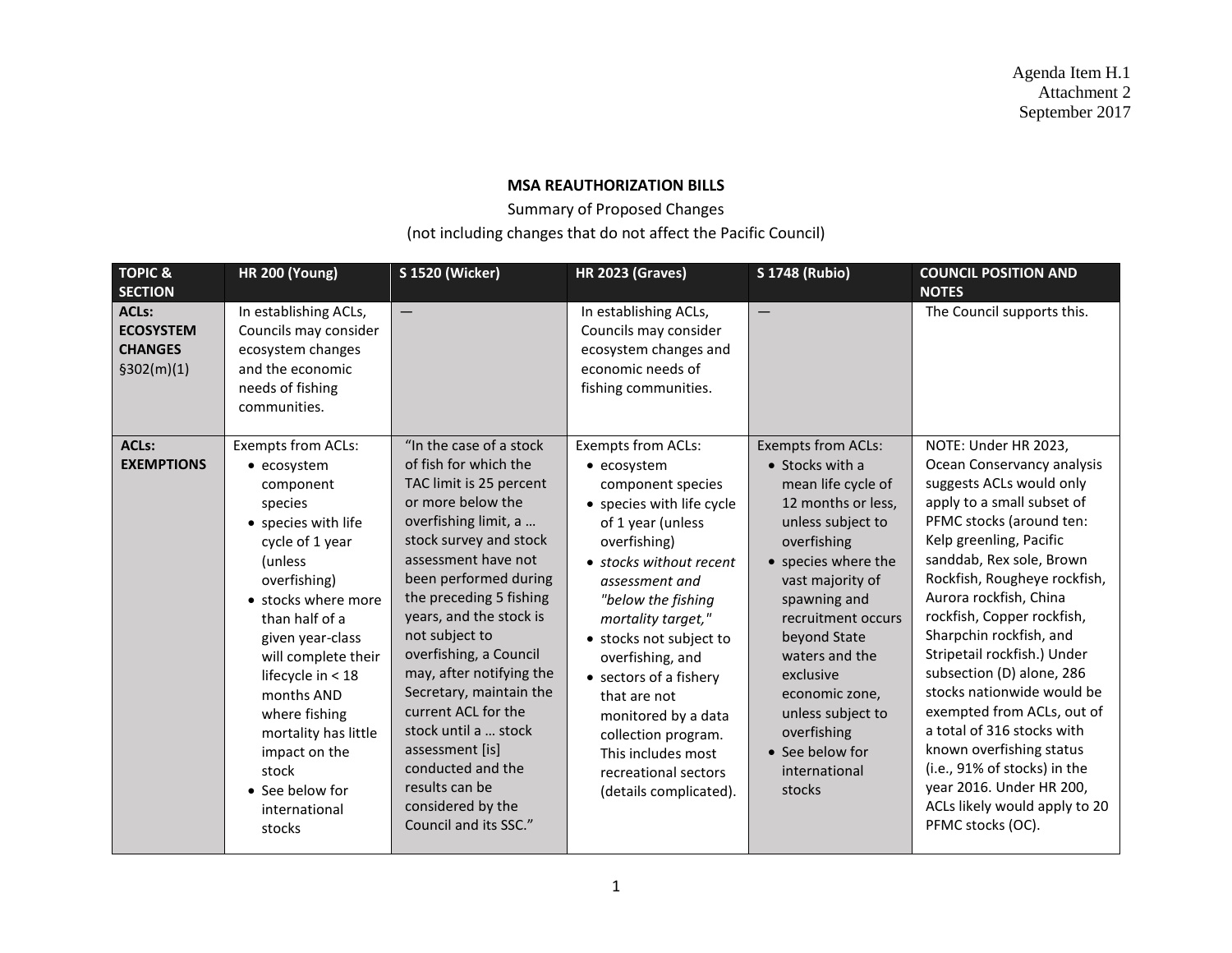Agenda Item H.1
Attachment 2
September 2017

**MSA REAUTHORIZATION BILLS**

Summary of Proposed Changes

(not including changes that do not affect the Pacific Council)

| TOPIC & SECTION | HR 200 (Young) | S 1520 (Wicker) | HR 2023 (Graves) | S 1748 (Rubio) | COUNCIL POSITION AND NOTES |
|---|---|---|---|---|---|
| **ACLs: ECOSYSTEM CHANGES** §302(m)(1) | In establishing ACLs, Councils may consider ecosystem changes and the economic needs of fishing communities. | — | In establishing ACLs, Councils may consider ecosystem changes and economic needs of fishing communities. | — | The Council supports this. |
| **ACLs: EXEMPTIONS** | Exempts from ACLs:<br>• ecosystem component species<br>• species with life cycle of 1 year (unless overfishing)<br>• stocks where more than half of a given year-class will complete their lifecycle in < 18 months AND where fishing mortality has little impact on the stock<br>• See below for international stocks | "In the case of a stock of fish for which the TAC limit is 25 percent or more below the overfishing limit, a … stock survey and stock assessment have not been performed during the preceding 5 fishing years, and the stock is not subject to overfishing, a Council may, after notifying the Secretary, maintain the current ACL for the stock until a … stock assessment [is] conducted and the results can be considered by the Council and its SSC." | Exempts from ACLs:<br>• ecosystem component species<br>• species with life cycle of 1 year (unless overfishing)<br>• *stocks without recent assessment and "below the fishing mortality target,"*<br>• stocks not subject to overfishing, and<br>• sectors of a fishery that are not monitored by a data collection program. This includes most recreational sectors (details complicated). | Exempts from ACLs:<br>• Stocks with a mean life cycle of 12 months or less, unless subject to overfishing<br>• species where the vast majority of spawning and recruitment occurs beyond State waters and the exclusive economic zone, unless subject to overfishing<br>• See below for international stocks | NOTE: Under HR 2023, Ocean Conservancy analysis suggests ACLs would only apply to a small subset of PFMC stocks (around ten: Kelp greenling, Pacific sanddab, Rex sole, Brown Rockfish, Rougheye rockfish, Aurora rockfish, China rockfish, Copper rockfish, Sharpchin rockfish, and Stripetail rockfish.) Under subsection (D) alone, 286 stocks nationwide would be exempted from ACLs, out of a total of 316 stocks with known overfishing status (i.e., 91% of stocks) in the year 2016. Under HR 200, ACLs likely would apply to 20 PFMC stocks (OC). |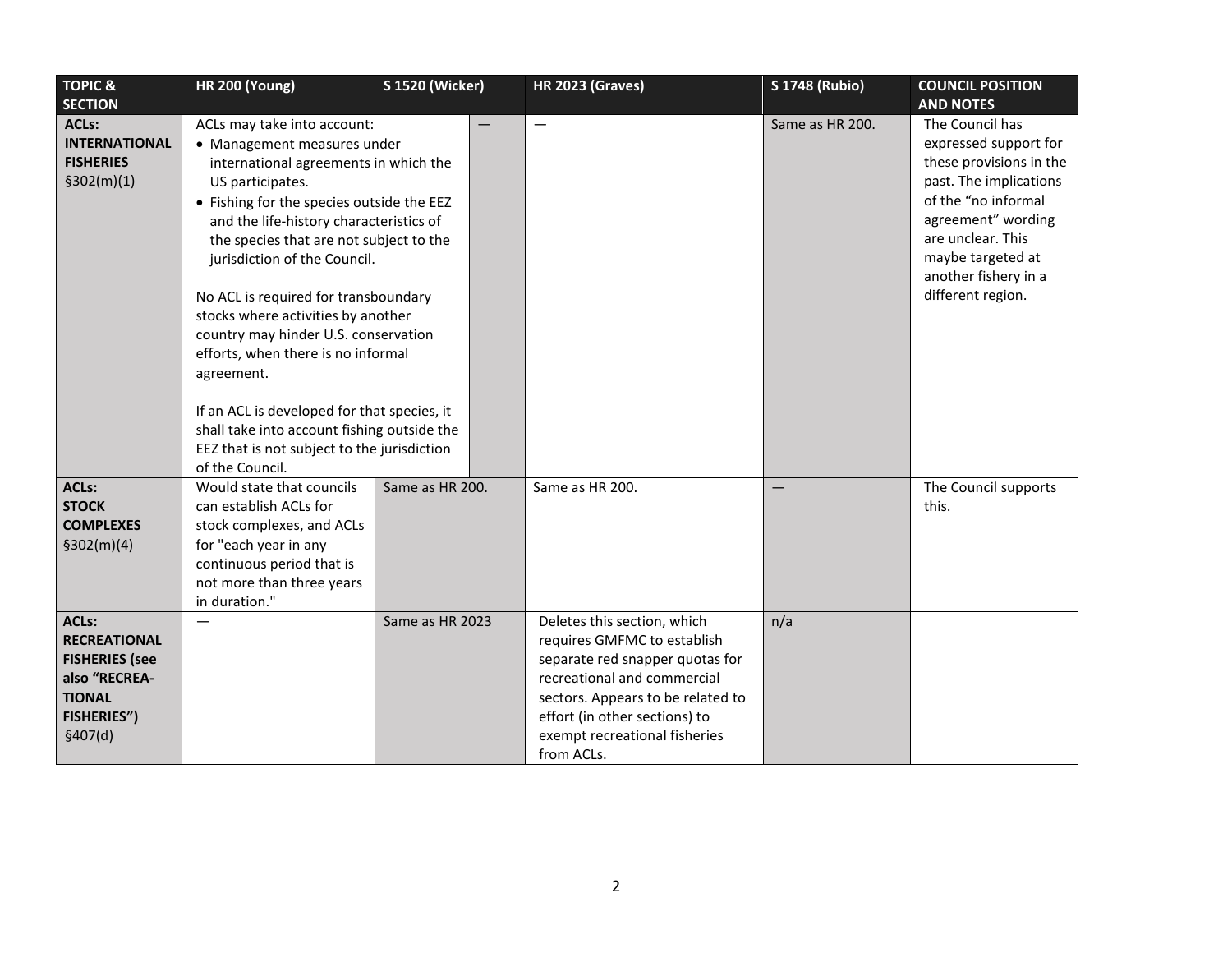| TOPIC & SECTION | HR 200 (Young) | S 1520 (Wicker) | HR 2023 (Graves) | S 1748 (Rubio) | COUNCIL POSITION AND NOTES |
|---|---|---|---|---|---|
| **ACLs: INTERNATIONAL FISHERIES** §302(m)(1) | ACLs may take into account:<br>• Management measures under international agreements in which the US participates.<br>• Fishing for the species outside the EEZ and the life-history characteristics of the species that are not subject to the jurisdiction of the Council.<br><br>No ACL is required for transboundary stocks where activities by another country may hinder U.S. conservation efforts, when there is no informal agreement.<br><br>If an ACL is developed for that species, it shall take into account fishing outside the EEZ that is not subject to the jurisdiction of the Council. | — | — | Same as HR 200. | The Council has expressed support for these provisions in the past. The implications of the "no informal agreement" wording are unclear. This maybe targeted at another fishery in a different region. |
| **ACLs: STOCK COMPLEXES** §302(m)(4) | Would state that councils can establish ACLs for stock complexes, and ACLs for "each year in any continuous period that is not more than three years in duration." | Same as HR 200. | Same as HR 200. | — | The Council supports this. |
| **ACLs: RECREATIONAL FISHERIES (see also "RECREA-TIONAL FISHERIES")** §407(d) | — | Same as HR 2023 | Deletes this section, which requires GMFMC to establish separate red snapper quotas for recreational and commercial sectors. Appears to be related to effort (in other sections) to exempt recreational fisheries from ACLs. | n/a | |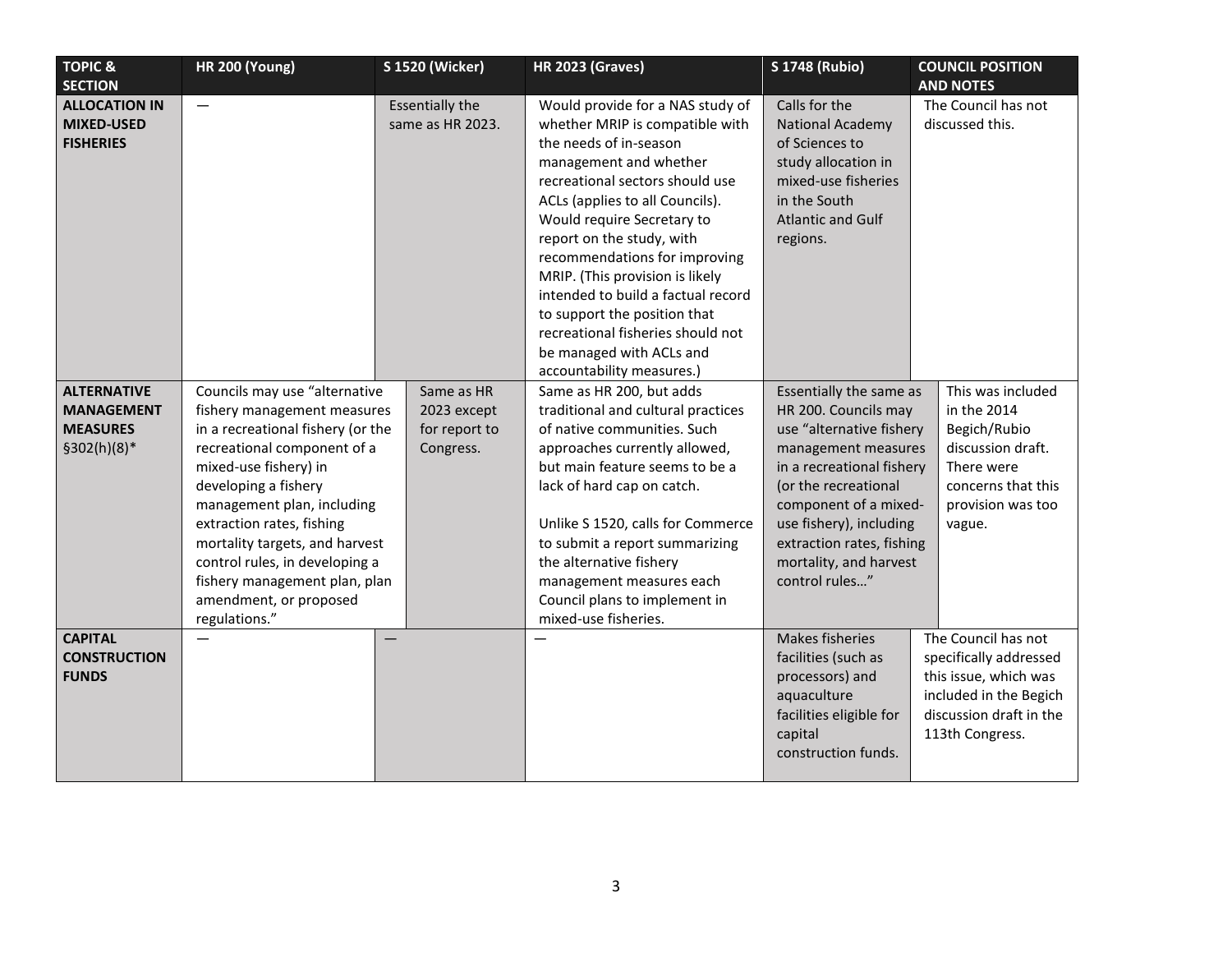| TOPIC & SECTION | HR 200 (Young) | S 1520 (Wicker) | HR 2023 (Graves) | S 1748 (Rubio) | COUNCIL POSITION AND NOTES |
|---|---|---|---|---|---|
| **ALLOCATION IN MIXED-USED FISHERIES** | — | Essentially the same as HR 2023. | Would provide for a NAS study of whether MRIP is compatible with the needs of in-season management and whether recreational sectors should use ACLs (applies to all Councils). Would require Secretary to report on the study, with recommendations for improving MRIP. (This provision is likely intended to build a factual record to support the position that recreational fisheries should not be managed with ACLs and accountability measures.) | Calls for the National Academy of Sciences to study allocation in mixed-use fisheries in the South Atlantic and Gulf regions. | The Council has not discussed this. |
| **ALTERNATIVE MANAGEMENT MEASURES** §302(h)(8)* | Councils may use "alternative fishery management measures in a recreational fishery (or the recreational component of a mixed-use fishery) in developing a fishery management plan, including extraction rates, fishing mortality targets, and harvest control rules, in developing a fishery management plan, plan amendment, or proposed regulations." | Same as HR 2023 except for report to Congress. | Same as HR 200, but adds traditional and cultural practices of native communities. Such approaches currently allowed, but main feature seems to be a lack of hard cap on catch.<br><br>Unlike S 1520, calls for Commerce to submit a report summarizing the alternative fishery management measures each Council plans to implement in mixed-use fisheries. | Essentially the same as HR 200. Councils may use "alternative fishery management measures in a recreational fishery (or the recreational component of a mixed-use fishery), including extraction rates, fishing mortality, and harvest control rules…" | This was included in the 2014 Begich/Rubio discussion draft. There were concerns that this provision was too vague. |
| **CAPITAL CONSTRUCTION FUNDS** | — | — | — | Makes fisheries facilities (such as processors) and aquaculture facilities eligible for capital construction funds. | The Council has not specifically addressed this issue, which was included in the Begich discussion draft in the 113th Congress. |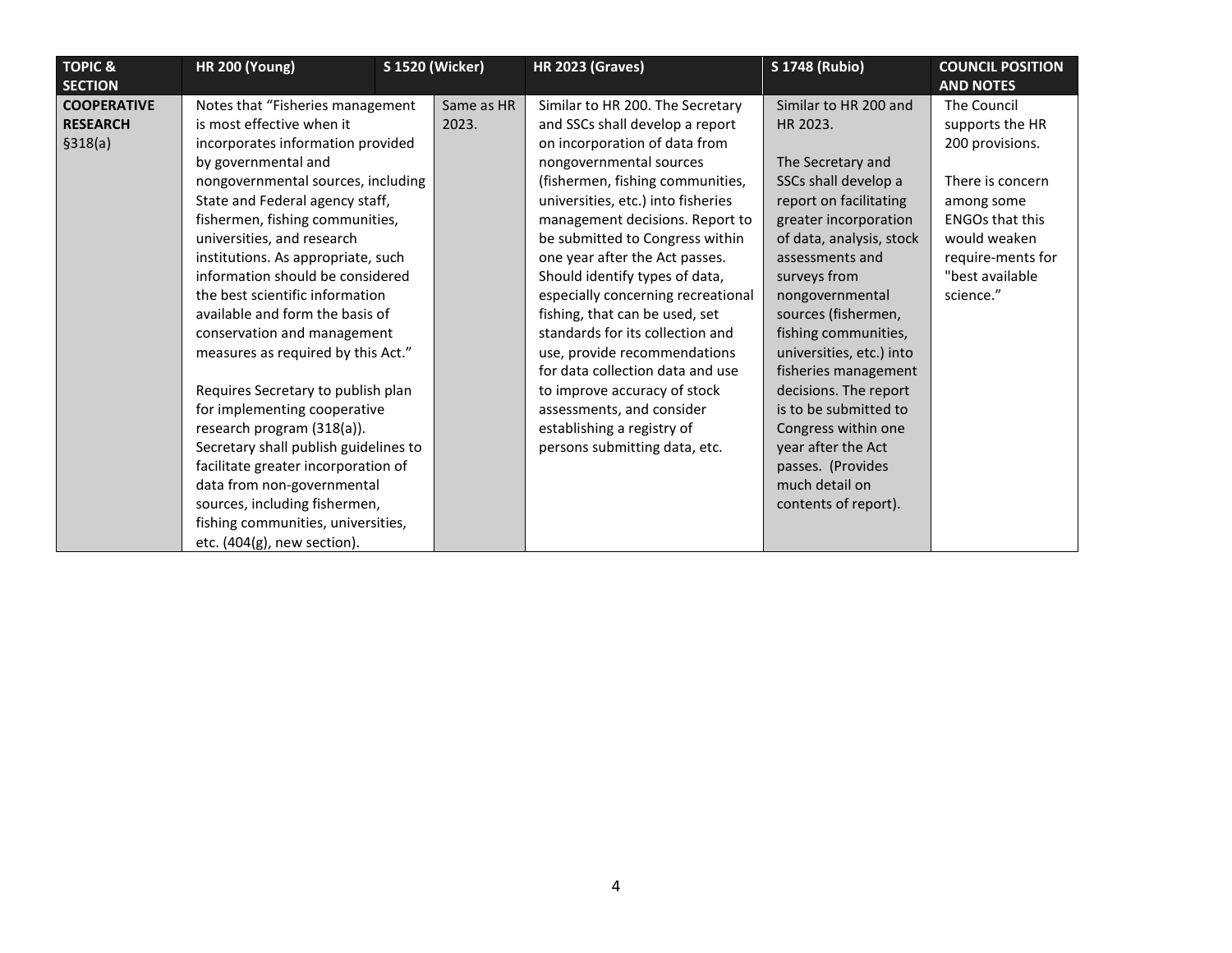| TOPIC & SECTION | HR 200 (Young) | S 1520 (Wicker) | HR 2023 (Graves) | S 1748 (Rubio) | COUNCIL POSITION AND NOTES |
|---|---|---|---|---|---|
| **COOPERATIVE RESEARCH** §318(a) | Notes that "Fisheries management is most effective when it incorporates information provided by governmental and nongovernmental sources, including State and Federal agency staff, fishermen, fishing communities, universities, and research institutions. As appropriate, such information should be considered the best scientific information available and form the basis of conservation and management measures as required by this Act."<br><br>Requires Secretary to publish plan for implementing cooperative research program (318(a)). Secretary shall publish guidelines to facilitate greater incorporation of data from non-governmental sources, including fishermen, fishing communities, universities, etc. (404(g), new section). | Same as HR 2023. | Similar to HR 200. The Secretary and SSCs shall develop a report on incorporation of data from nongovernmental sources (fishermen, fishing communities, universities, etc.) into fisheries management decisions. Report to be submitted to Congress within one year after the Act passes. Should identify types of data, especially concerning recreational fishing, that can be used, set standards for its collection and use, provide recommendations for data collection data and use to improve accuracy of stock assessments, and consider establishing a registry of persons submitting data, etc. | Similar to HR 200 and HR 2023.<br><br>The Secretary and SSCs shall develop a report on facilitating greater incorporation of data, analysis, stock assessments and surveys from nongovernmental sources (fishermen, fishing communities, universities, etc.) into fisheries management decisions. The report is to be submitted to Congress within one year after the Act passes. (Provides much detail on contents of report). | The Council supports the HR 200 provisions.<br><br>There is concern among some ENGOs that this would weaken require-ments for "best available science." |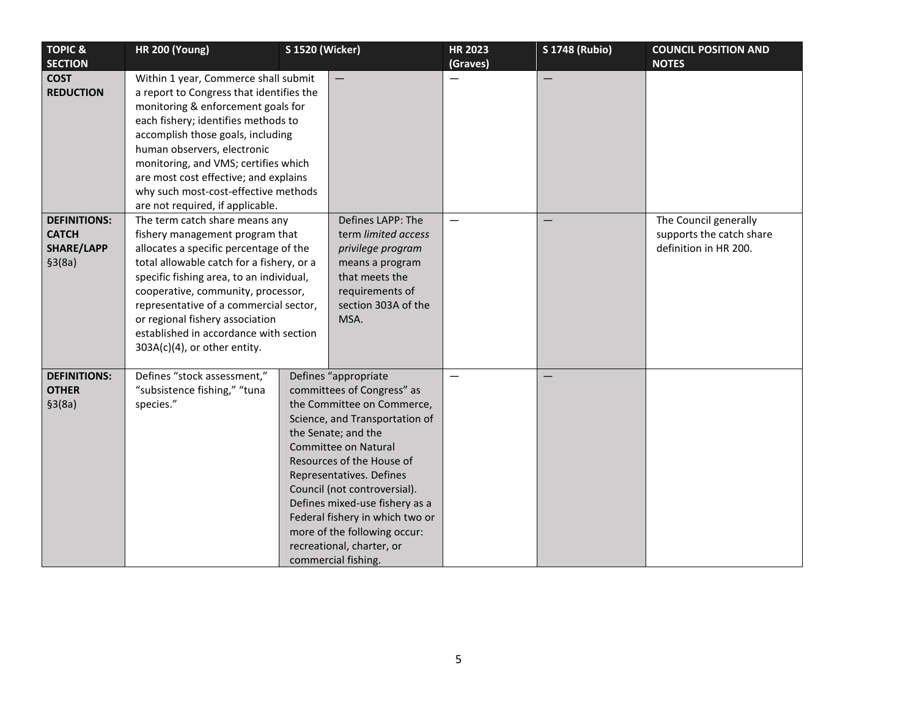| TOPIC & SECTION | HR 200 (Young) | S 1520 (Wicker) | HR 2023 (Graves) | S 1748 (Rubio) | COUNCIL POSITION AND NOTES |
|---|---|---|---|---|---|
| **COST REDUCTION** | Within 1 year, Commerce shall submit a report to Congress that identifies the monitoring & enforcement goals for each fishery; identifies methods to accomplish those goals, including human observers, electronic monitoring, and VMS; certifies which are most cost effective; and explains why such most-cost-effective methods are not required, if applicable. | — | — | — | |
| **DEFINITIONS: CATCH SHARE/LAPP** §3(8a) | The term catch share means any fishery management program that allocates a specific percentage of the total allowable catch for a fishery, or a specific fishing area, to an individual, cooperative, community, processor, representative of a commercial sector, or regional fishery association established in accordance with section 303A(c)(4), or other entity. | Defines LAPP: The term *limited access privilege program* means a program that meets the requirements of section 303A of the MSA. | — | — | The Council generally supports the catch share definition in HR 200. |
| **DEFINITIONS: OTHER** §3(8a) | Defines "stock assessment," "subsistence fishing," "tuna species." | Defines "appropriate committees of Congress" as the Committee on Commerce, Science, and Transportation of the Senate; and the Committee on Natural Resources of the House of Representatives. Defines Council (not controversial). Defines mixed-use fishery as a Federal fishery in which two or more of the following occur: recreational, charter, or commercial fishing. | — | — | |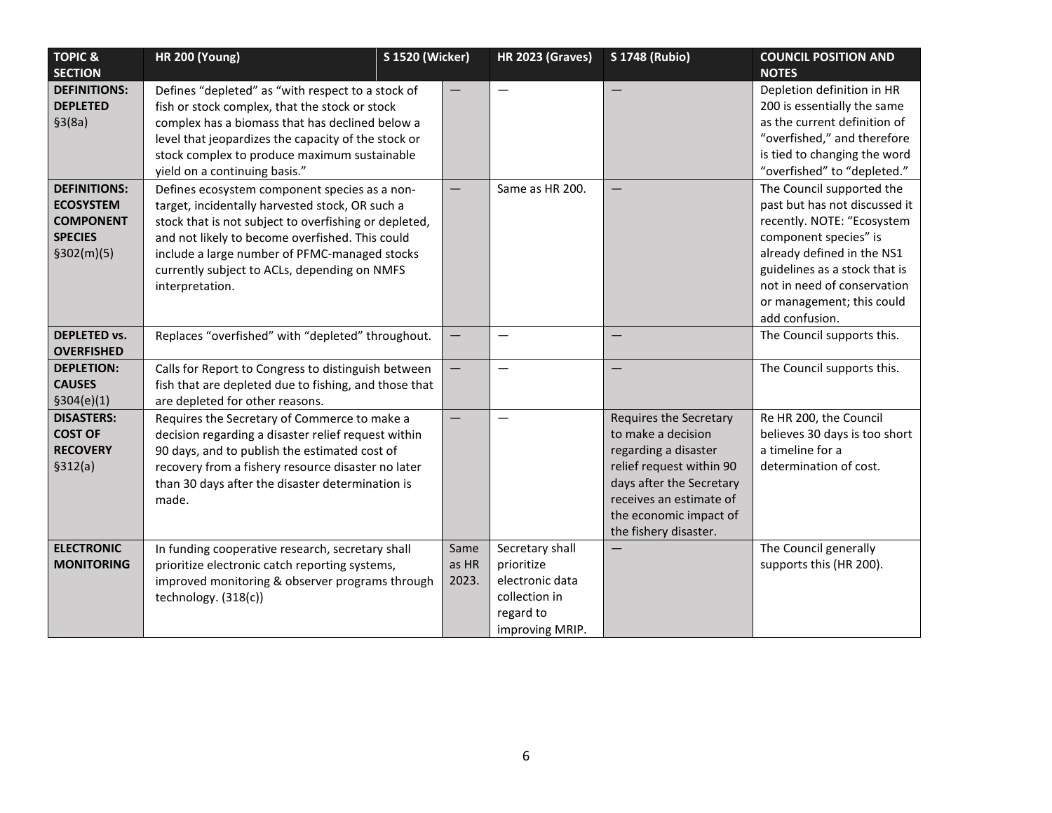| TOPIC & SECTION | HR 200 (Young) | S 1520 (Wicker) | HR 2023 (Graves) | S 1748 (Rubio) | COUNCIL POSITION AND NOTES |
|---|---|---|---|---|---|
| **DEFINITIONS: DEPLETED** §3(8a) | Defines "depleted" as "with respect to a stock of fish or stock complex, that the stock or stock complex has a biomass that has declined below a level that jeopardizes the capacity of the stock or stock complex to produce maximum sustainable yield on a continuing basis." | — | — | — | Depletion definition in HR 200 is essentially the same as the current definition of "overfished," and therefore is tied to changing the word "overfished" to "depleted." |
| **DEFINITIONS: ECOSYSTEM COMPONENT SPECIES** §302(m)(5) | Defines ecosystem component species as a non-target, incidentally harvested stock, OR such a stock that is not subject to overfishing or depleted, and not likely to become overfished. This could include a large number of PFMC-managed stocks currently subject to ACLs, depending on NMFS interpretation. | — | Same as HR 200. | — | The Council supported the past but has not discussed it recently. NOTE: "Ecosystem component species" is already defined in the NS1 guidelines as a stock that is not in need of conservation or management; this could add confusion. |
| **DEPLETED vs. OVERFISHED** | Replaces "overfished" with "depleted" throughout. | — | — | — | The Council supports this. |
| **DEPLETION: CAUSES** §304(e)(1) | Calls for Report to Congress to distinguish between fish that are depleted due to fishing, and those that are depleted for other reasons. | — | — | — | The Council supports this. |
| **DISASTERS: COST OF RECOVERY** §312(a) | Requires the Secretary of Commerce to make a decision regarding a disaster relief request within 90 days, and to publish the estimated cost of recovery from a fishery resource disaster no later than 30 days after the disaster determination is made. | — | — | Requires the Secretary to make a decision regarding a disaster relief request within 90 days after the Secretary receives an estimate of the economic impact of the fishery disaster. | Re HR 200, the Council believes 30 days is too short a timeline for a determination of cost. |
| **ELECTRONIC MONITORING** | In funding cooperative research, secretary shall prioritize electronic catch reporting systems, improved monitoring & observer programs through technology. (318(c)) | Same as HR 2023. | Secretary shall prioritize electronic data collection in regard to improving MRIP. | — | The Council generally supports this (HR 200). |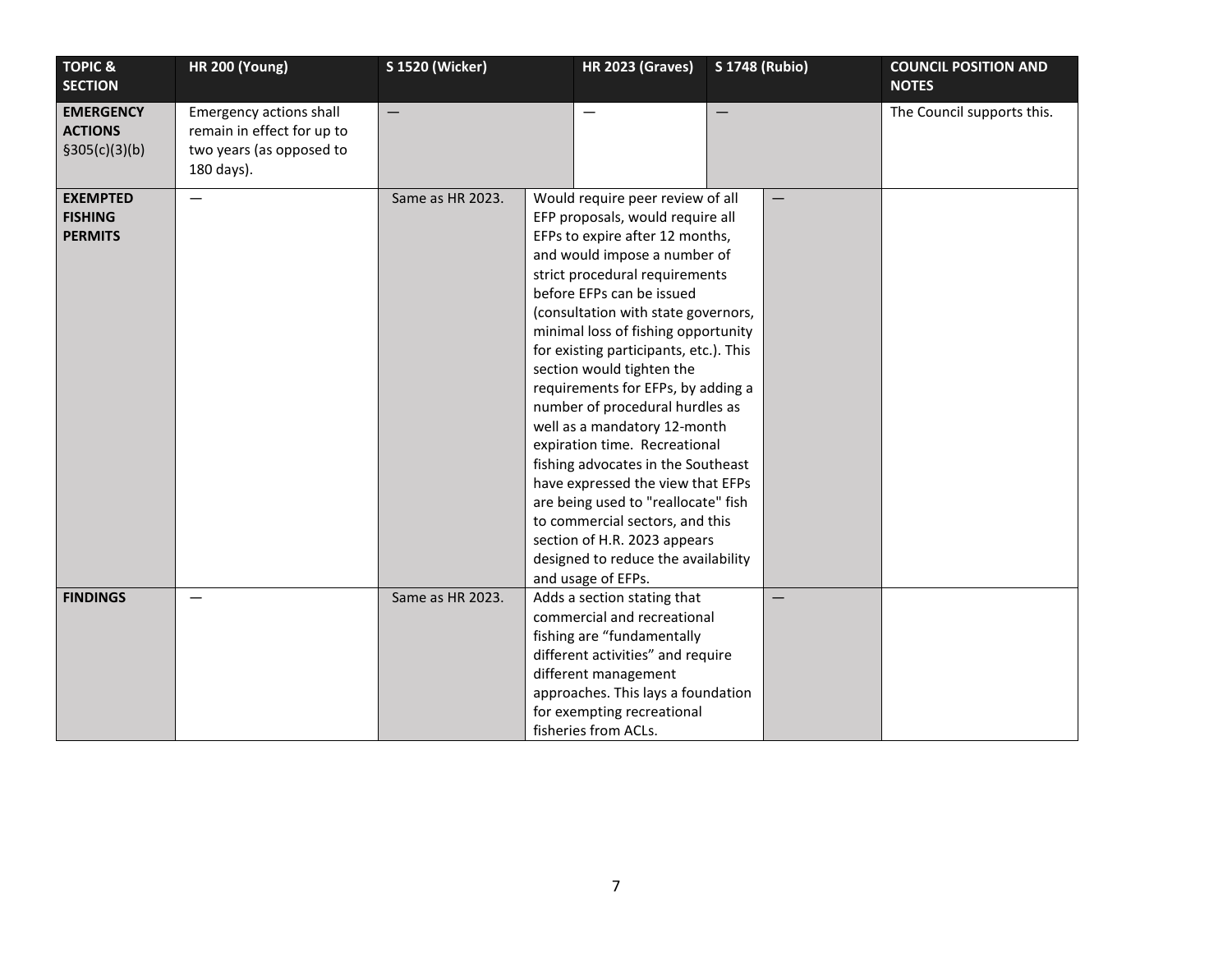| TOPIC & SECTION | HR 200 (Young) | S 1520 (Wicker) | HR 2023 (Graves) | S 1748 (Rubio) | COUNCIL POSITION AND NOTES |
|---|---|---|---|---|---|
| **EMERGENCY ACTIONS** §305(c)(3)(b) | Emergency actions shall remain in effect for up to two years (as opposed to 180 days). | — | — | — | The Council supports this. |
| **EXEMPTED FISHING PERMITS** | — | Same as HR 2023. | Would require peer review of all EFP proposals, would require all EFPs to expire after 12 months, and would impose a number of strict procedural requirements before EFPs can be issued (consultation with state governors, minimal loss of fishing opportunity for existing participants, etc.). This section would tighten the requirements for EFPs, by adding a number of procedural hurdles as well as a mandatory 12-month expiration time. Recreational fishing advocates in the Southeast have expressed the view that EFPs are being used to "reallocate" fish to commercial sectors, and this section of H.R. 2023 appears designed to reduce the availability and usage of EFPs. | — | |
| **FINDINGS** | — | Same as HR 2023. | Adds a section stating that commercial and recreational fishing are "fundamentally different activities" and require different management approaches. This lays a foundation for exempting recreational fisheries from ACLs. | — | |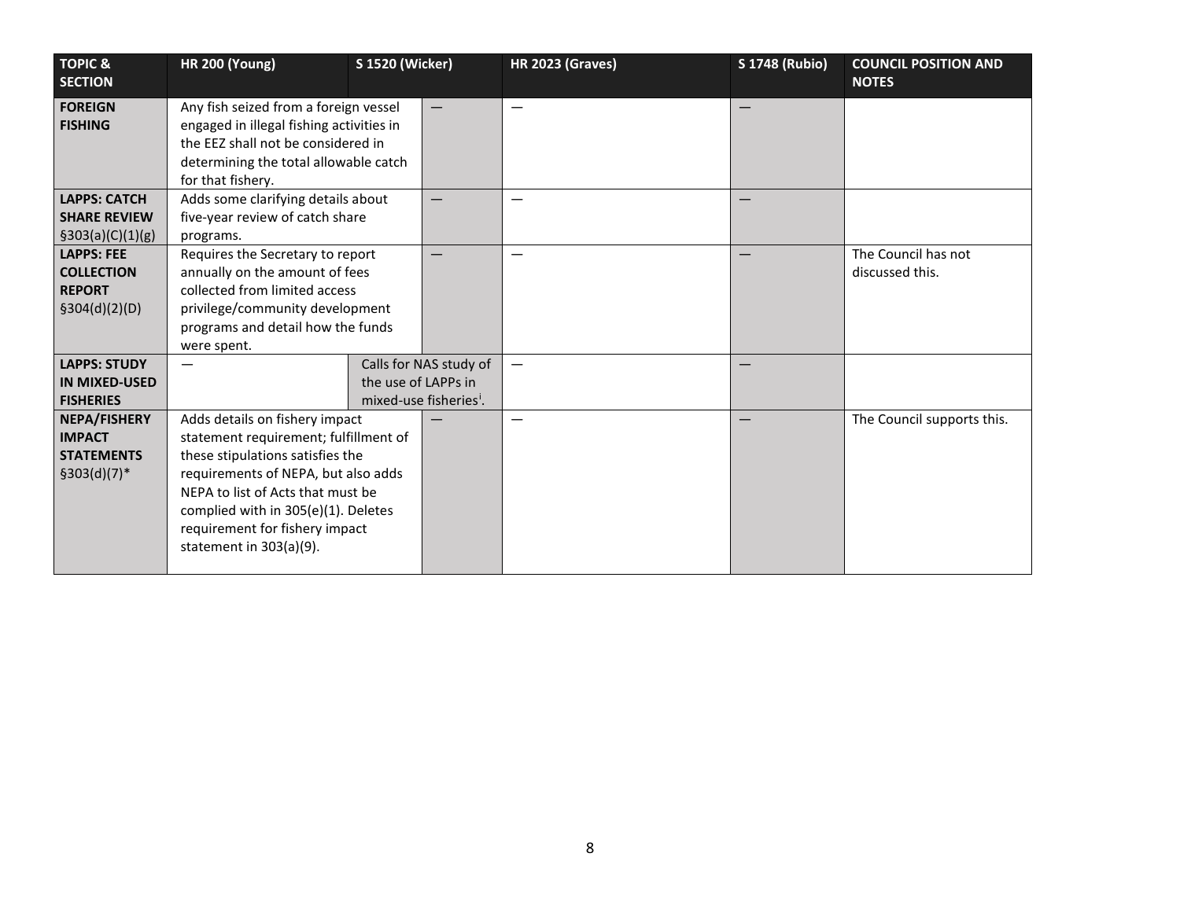| TOPIC & SECTION | HR 200 (Young) | S 1520 (Wicker) | HR 2023 (Graves) | S 1748 (Rubio) | COUNCIL POSITION AND NOTES |
|---|---|---|---|---|---|
| **FOREIGN FISHING** | Any fish seized from a foreign vessel engaged in illegal fishing activities in the EEZ shall not be considered in determining the total allowable catch for that fishery. | — | — | — | |
| **LAPPS: CATCH SHARE REVIEW** §303(a)(C)(1)(g) | Adds some clarifying details about five-year review of catch share programs. | — | — | — | |
| **LAPPS: FEE COLLECTION REPORT** §304(d)(2)(D) | Requires the Secretary to report annually on the amount of fees collected from limited access privilege/community development programs and detail how the funds were spent. | — | — | — | The Council has not discussed this. |
| **LAPPS: STUDY IN MIXED-USED FISHERIES** | — | Calls for NAS study of the use of LAPPs in mixed-use fisheries[i]. | — | — | |
| **NEPA/FISHERY IMPACT STATEMENTS** §303(d)(7)* | Adds details on fishery impact statement requirement; fulfillment of these stipulations satisfies the requirements of NEPA, but also adds NEPA to list of Acts that must be complied with in 305(e)(1). Deletes requirement for fishery impact statement in 303(a)(9). | — | — | — | The Council supports this. |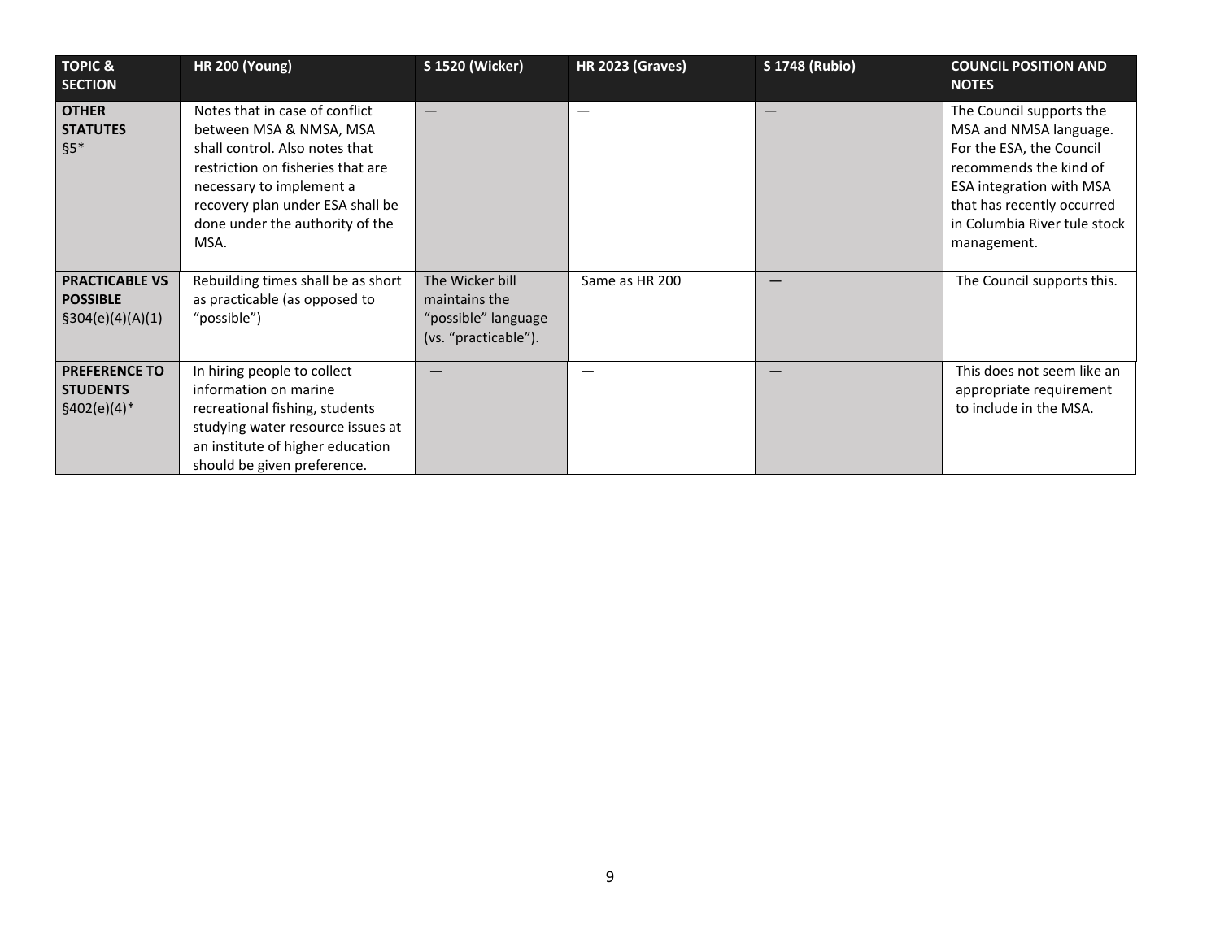| TOPIC & SECTION | HR 200 (Young) | S 1520 (Wicker) | HR 2023 (Graves) | S 1748 (Rubio) | COUNCIL POSITION AND NOTES |
|---|---|---|---|---|---|
| **OTHER STATUTES** §5* | Notes that in case of conflict between MSA & NMSA, MSA shall control. Also notes that restriction on fisheries that are necessary to implement a recovery plan under ESA shall be done under the authority of the MSA. | — | — | — | The Council supports the MSA and NMSA language. For the ESA, the Council recommends the kind of ESA integration with MSA that has recently occurred in Columbia River tule stock management. |
| **PRACTICABLE VS POSSIBLE** §304(e)(4)(A)(1) | Rebuilding times shall be as short as practicable (as opposed to "possible") | The Wicker bill maintains the "possible" language (vs. "practicable"). | Same as HR 200 | — | The Council supports this. |
| **PREFERENCE TO STUDENTS** §402(e)(4)* | In hiring people to collect information on marine recreational fishing, students studying water resource issues at an institute of higher education should be given preference. | — | — | — | This does not seem like an appropriate requirement to include in the MSA. |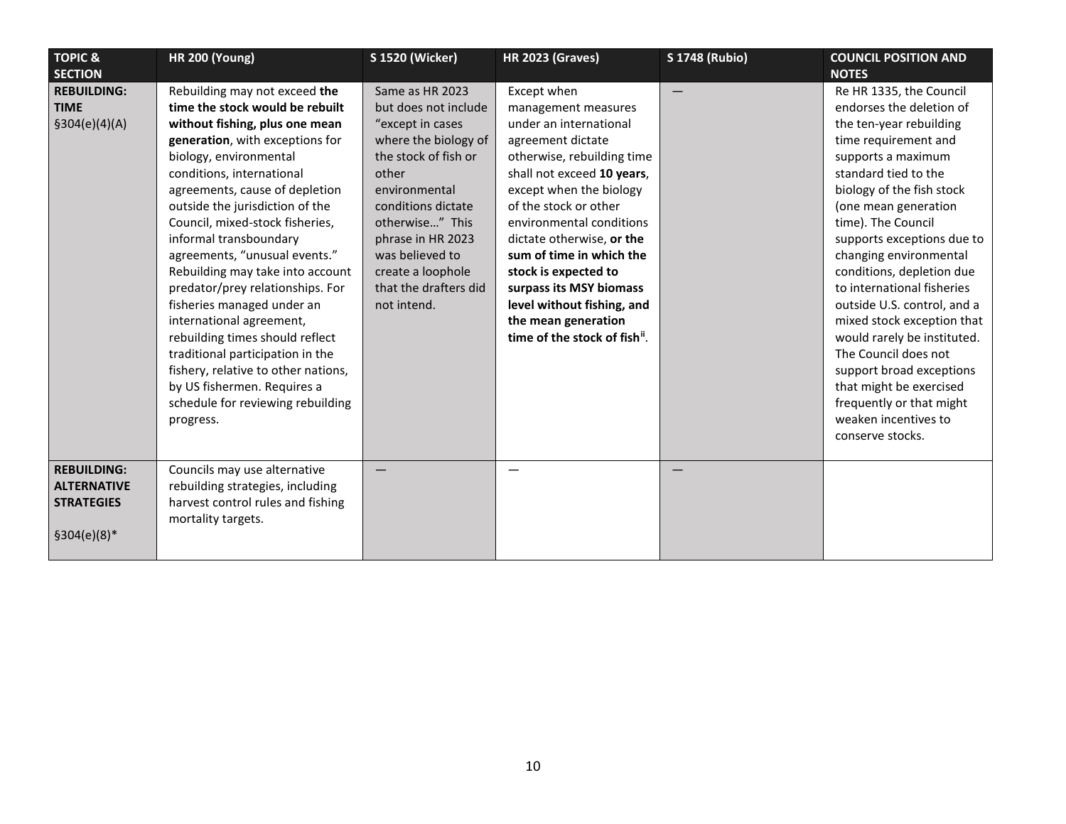| TOPIC & SECTION | HR 200 (Young) | S 1520 (Wicker) | HR 2023 (Graves) | S 1748 (Rubio) | COUNCIL POSITION AND NOTES |
|---|---|---|---|---|---|
| **REBUILDING: TIME** §304(e)(4)(A) | Rebuilding may not exceed **the time the stock would be rebuilt without fishing, plus one mean generation**, with exceptions for biology, environmental conditions, international agreements, cause of depletion outside the jurisdiction of the Council, mixed-stock fisheries, informal transboundary agreements, "unusual events." Rebuilding may take into account predator/prey relationships. For fisheries managed under an international agreement, rebuilding times should reflect traditional participation in the fishery, relative to other nations, by US fishermen. Requires a schedule for reviewing rebuilding progress. | Same as HR 2023 but does not include "except in cases where the biology of the stock of fish or other environmental conditions dictate otherwise…" This phrase in HR 2023 was believed to create a loophole that the drafters did not intend. | Except when management measures under an international agreement dictate otherwise, rebuilding time shall not exceed **10 years**, except when the biology of the stock or other environmental conditions dictate otherwise, **or the sum of time in which the stock is expected to surpass its MSY biomass level without fishing, and the mean generation time of the stock of fish**[ii]. | — | Re HR 1335, the Council endorses the deletion of the ten-year rebuilding time requirement and supports a maximum standard tied to the biology of the fish stock (one mean generation time). The Council supports exceptions due to changing environmental conditions, depletion due to international fisheries outside U.S. control, and a mixed stock exception that would rarely be instituted. The Council does not support broad exceptions that might be exercised frequently or that might weaken incentives to conserve stocks. |
| **REBUILDING: ALTERNATIVE STRATEGIES** §304(e)(8)* | Councils may use alternative rebuilding strategies, including harvest control rules and fishing mortality targets. | — | — | — | |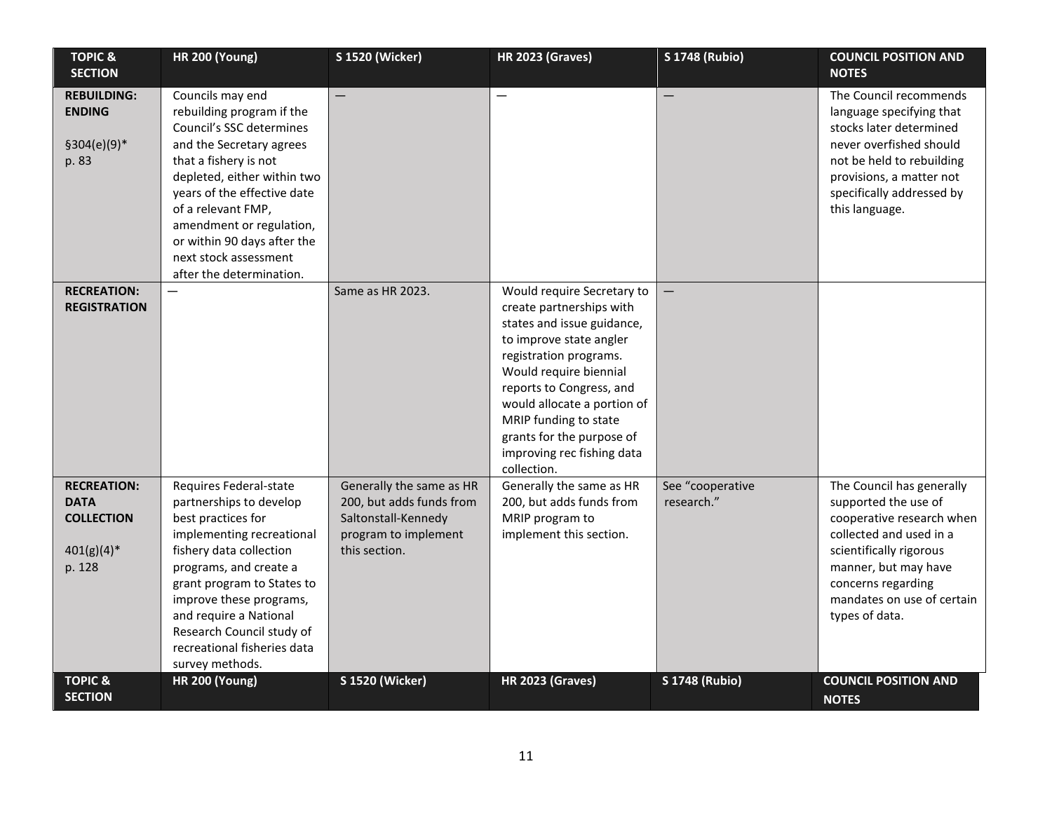| TOPIC & SECTION | HR 200 (Young) | S 1520 (Wicker) | HR 2023 (Graves) | S 1748 (Rubio) | COUNCIL POSITION AND NOTES |
|---|---|---|---|---|---|
| **REBUILDING: ENDING**<br><br>§304(e)(9)*<br>p. 83 | Councils may end rebuilding program if the Council's SSC determines and the Secretary agrees that a fishery is not depleted, either within two years of the effective date of a relevant FMP, amendment or regulation, or within 90 days after the next stock assessment after the determination. | — | — | — | The Council recommends language specifying that stocks later determined never overfished should not be held to rebuilding provisions, a matter not specifically addressed by this language. |
| **RECREATION: REGISTRATION** | — | Same as HR 2023. | Would require Secretary to create partnerships with states and issue guidance, to improve state angler registration programs. Would require biennial reports to Congress, and would allocate a portion of MRIP funding to state grants for the purpose of improving rec fishing data collection. | — | |
| **RECREATION: DATA COLLECTION**<br><br>401(g)(4)*<br>p. 128 | Requires Federal-state partnerships to develop best practices for implementing recreational fishery data collection programs, and create a grant program to States to improve these programs, and require a National Research Council study of recreational fisheries data survey methods. | Generally the same as HR 200, but adds funds from Saltonstall-Kennedy program to implement this section. | Generally the same as HR 200, but adds funds from MRIP program to implement this section. | See "cooperative research." | The Council has generally supported the use of cooperative research when collected and used in a scientifically rigorous manner, but may have concerns regarding mandates on use of certain types of data. |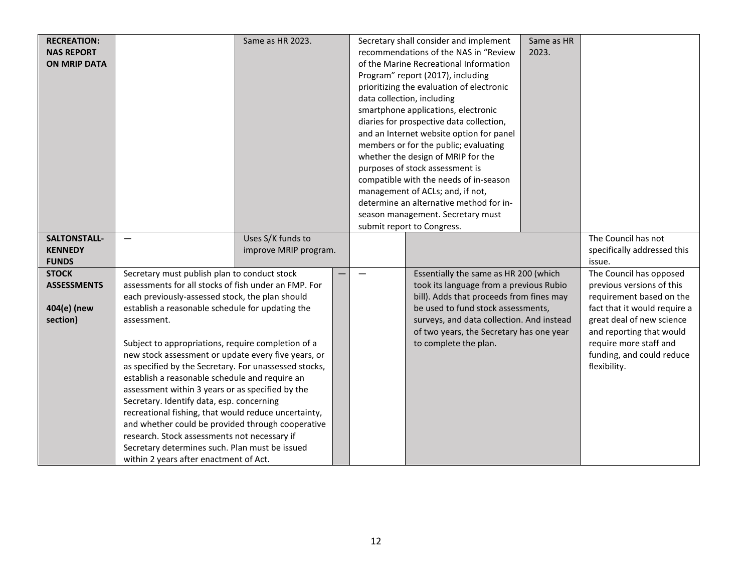| | | | | | |
|---|---|---|---|---|---|
| **RECREATION: NAS REPORT ON MRIP DATA** | | Same as HR 2023. | Secretary shall consider and implement recommendations of the NAS in "Review of the Marine Recreational Information Program" report (2017), including prioritizing the evaluation of electronic data collection, including smartphone applications, electronic diaries for prospective data collection, and an Internet website option for panel members or for the public; evaluating whether the design of MRIP for the purposes of stock assessment is compatible with the needs of in-season management of ACLs; and, if not, determine an alternative method for in-season management. Secretary must submit report to Congress. | Same as HR 2023. | |
| **SALTONSTALL-KENNEDY FUNDS** | — | Uses S/K funds to improve MRIP program. | | | The Council has not specifically addressed this issue. |
| **STOCK ASSESSMENTS**<br><br>**404(e) (new section)** | Secretary must publish plan to conduct stock assessments for all stocks of fish under an FMP. For each previously-assessed stock, the plan should establish a reasonable schedule for updating the assessment.<br><br>Subject to appropriations, require completion of a new stock assessment or update every five years, or as specified by the Secretary. For unassessed stocks, establish a reasonable schedule and require an assessment within 3 years or as specified by the Secretary. Identify data, esp. concerning recreational fishing, that would reduce uncertainty, and whether could be provided through cooperative research. Stock assessments not necessary if Secretary determines such. Plan must be issued within 2 years after enactment of Act. | — | — | Essentially the same as HR 200 (which took its language from a previous Rubio bill). Adds that proceeds from fines may be used to fund stock assessments, surveys, and data collection. And instead of two years, the Secretary has one year to complete the plan. | The Council has opposed previous versions of this requirement based on the fact that it would require a great deal of new science and reporting that would require more staff and funding, and could reduce flexibility. |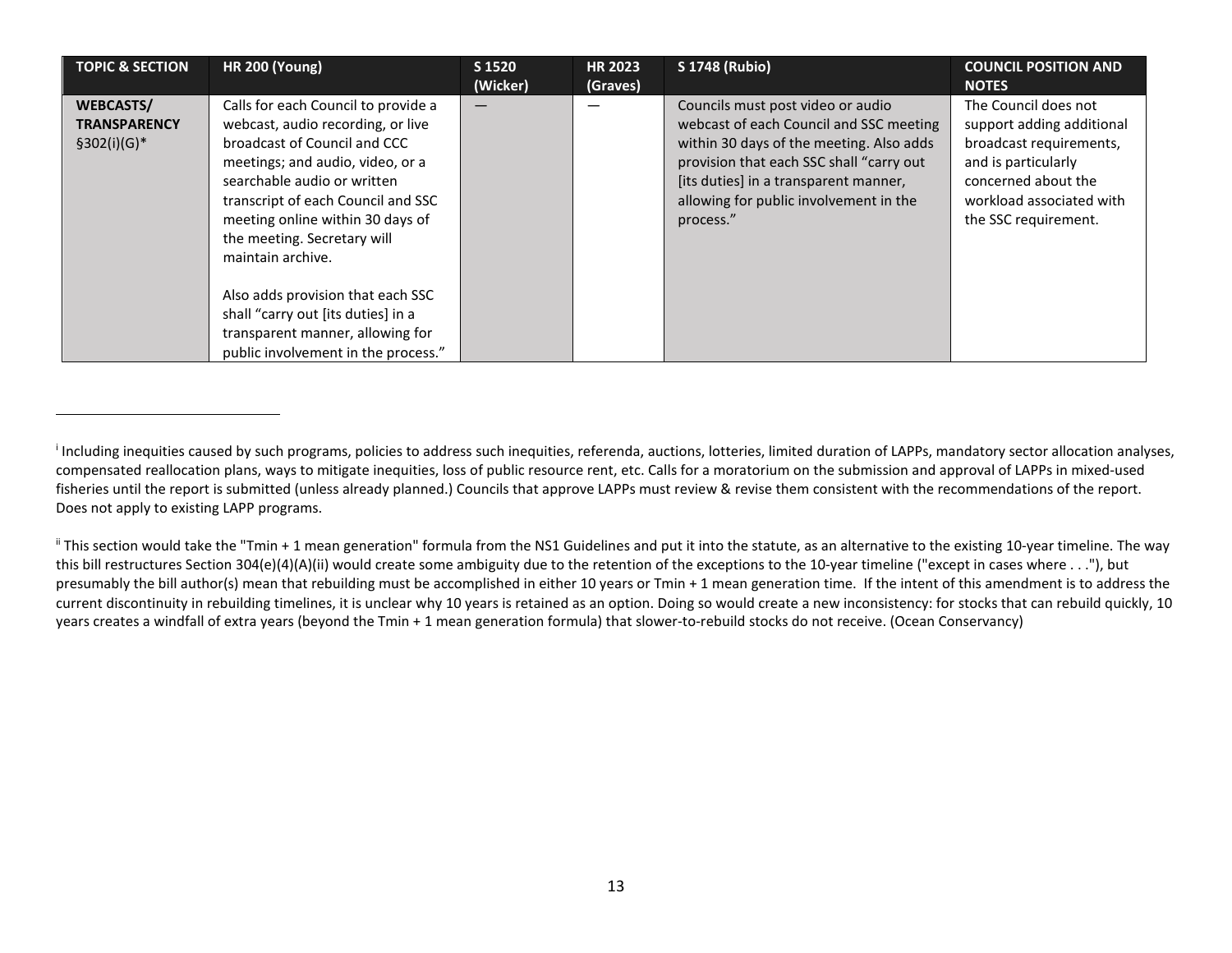| TOPIC & SECTION | HR 200 (Young) | S 1520 (Wicker) | HR 2023 (Graves) | S 1748 (Rubio) | COUNCIL POSITION AND NOTES |
|---|---|---|---|---|---|
| **WEBCASTS/ TRANSPARENCY** §302(i)(G)* | Calls for each Council to provide a webcast, audio recording, or live broadcast of Council and CCC meetings; and audio, video, or a searchable audio or written transcript of each Council and SSC meeting online within 30 days of the meeting. Secretary will maintain archive.<br><br>Also adds provision that each SSC shall "carry out [its duties] in a transparent manner, allowing for public involvement in the process." | — | — | Councils must post video or audio webcast of each Council and SSC meeting within 30 days of the meeting. Also adds provision that each SSC shall "carry out [its duties] in a transparent manner, allowing for public involvement in the process." | The Council does not support adding additional broadcast requirements, and is particularly concerned about the workload associated with the SSC requirement. |

---

[i] Including inequities caused by such programs, policies to address such inequities, referenda, auctions, lotteries, limited duration of LAPPs, mandatory sector allocation analyses, compensated reallocation plans, ways to mitigate inequities, loss of public resource rent, etc. Calls for a moratorium on the submission and approval of LAPPs in mixed-used fisheries until the report is submitted (unless already planned.) Councils that approve LAPPs must review & revise them consistent with the recommendations of the report. Does not apply to existing LAPP programs.

[ii] This section would take the "Tmin + 1 mean generation" formula from the NS1 Guidelines and put it into the statute, as an alternative to the existing 10-year timeline. The way this bill restructures Section 304(e)(4)(A)(ii) would create some ambiguity due to the retention of the exceptions to the 10-year timeline ("except in cases where . . ."), but presumably the bill author(s) mean that rebuilding must be accomplished in either 10 years or Tmin + 1 mean generation time. If the intent of this amendment is to address the current discontinuity in rebuilding timelines, it is unclear why 10 years is retained as an option. Doing so would create a new inconsistency: for stocks that can rebuild quickly, 10 years creates a windfall of extra years (beyond the Tmin + 1 mean generation formula) that slower-to-rebuild stocks do not receive. (Ocean Conservancy)